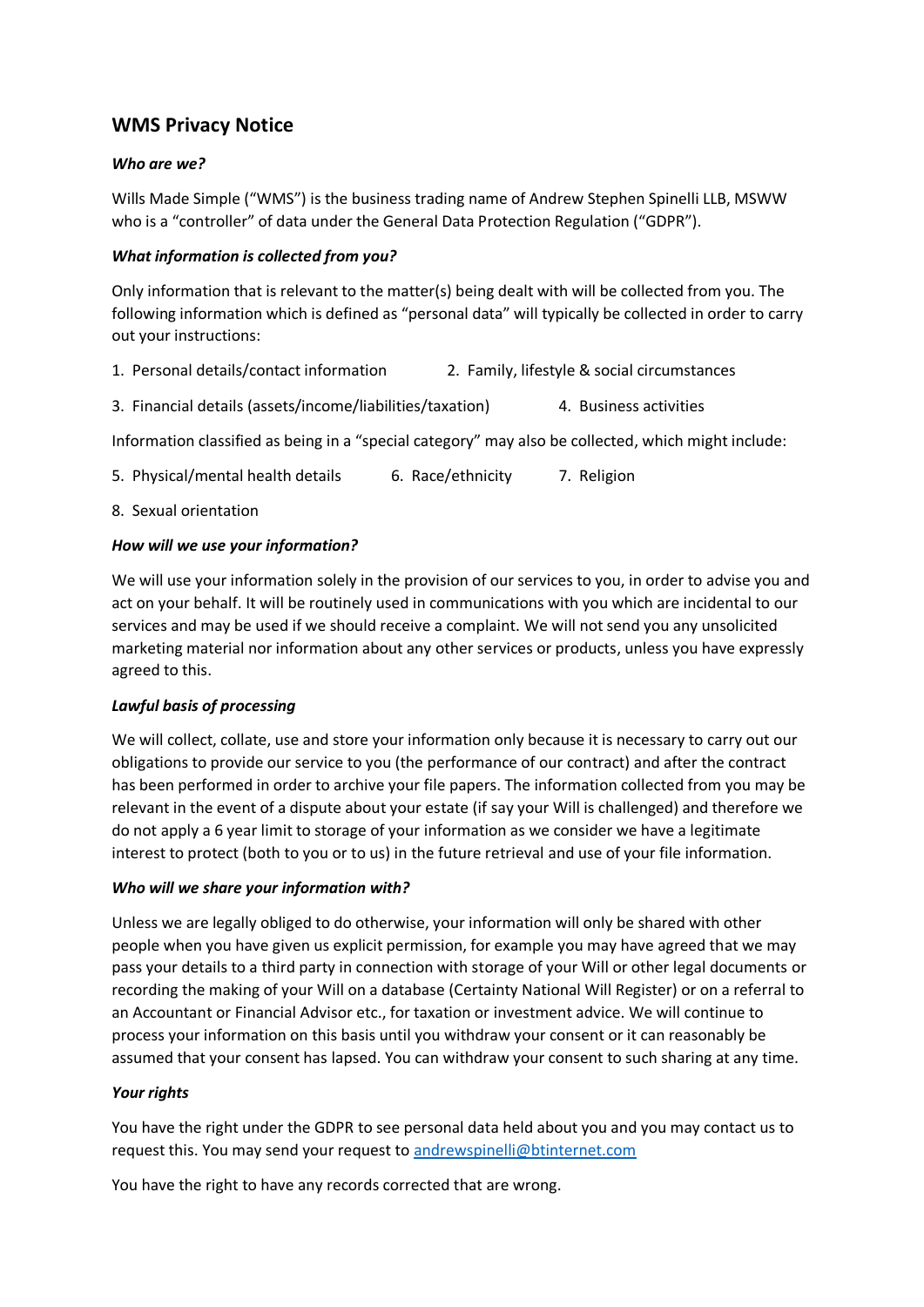## WMS Privacy Notice

### *Who are we?*

Wills Made Simple ("WMS") is the business trading name of Andrew Stephen Spinelli LLB, MSWW who is a "controller" of data under the General Data Protection Regulation ("GDPR").

### *What information is collected from you?*

Only information that is relevant to the matter(s) being dealt with will be collected from you. The following information which is defined as "personal data" will typically be collected in order to carry out your instructions:

1. Personal details/contact information
2. Family, lifestyle & social circumstances
3. Financial details (assets/income/liabilities/taxation)
4. Business activities

Information classified as being in a "special category" may also be collected, which might include:

5. Physical/mental health details
6. Race/ethnicity
7. Religion
8. Sexual orientation

### *How will we use your information?*

We will use your information solely in the provision of our services to you, in order to advise you and act on your behalf. It will be routinely used in communications with you which are incidental to our services and may be used if we should receive a complaint. We will not send you any unsolicited marketing material nor information about any other services or products, unless you have expressly agreed to this.

### *Lawful basis of processing*

We will collect, collate, use and store your information only because it is necessary to carry out our obligations to provide our service to you (the performance of our contract) and after the contract has been performed in order to archive your file papers. The information collected from you may be relevant in the event of a dispute about your estate (if say your Will is challenged) and therefore we do not apply a 6 year limit to storage of your information as we consider we have a legitimate interest to protect (both to you or to us) in the future retrieval and use of your file information.

### *Who will we share your information with?*

Unless we are legally obliged to do otherwise, your information will only be shared with other people when you have given us explicit permission, for example you may have agreed that we may pass your details to a third party in connection with storage of your Will or other legal documents or recording the making of your Will on a database (Certainty National Will Register) or on a referral to an Accountant or Financial Advisor etc., for taxation or investment advice. We will continue to process your information on this basis until you withdraw your consent or it can reasonably be assumed that your consent has lapsed. You can withdraw your consent to such sharing at any time.

### *Your rights*

You have the right under the GDPR to see personal data held about you and you may contact us to request this. You may send your request to andrewspinelli@btinternet.com

You have the right to have any records corrected that are wrong.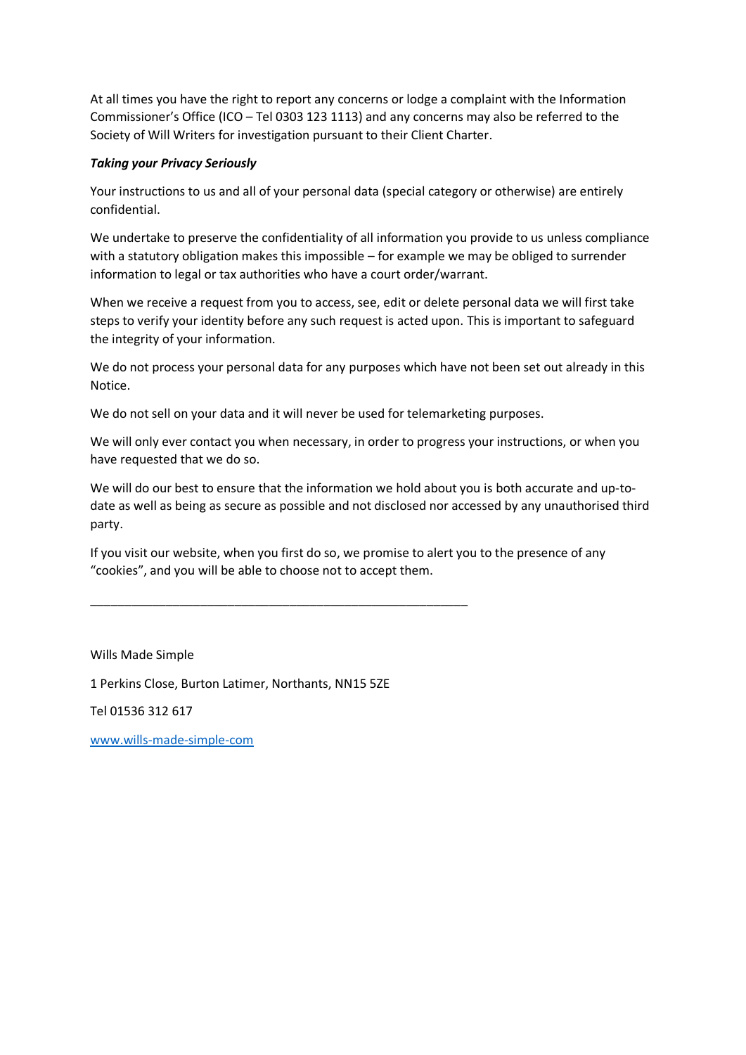At all times you have the right to report any concerns or lodge a complaint with the Information Commissioner's Office (ICO – Tel 0303 123 1113) and any concerns may also be referred to the Society of Will Writers for investigation pursuant to their Client Charter.

***Taking your Privacy Seriously***

Your instructions to us and all of your personal data (special category or otherwise) are entirely confidential.

We undertake to preserve the confidentiality of all information you provide to us unless compliance with a statutory obligation makes this impossible – for example we may be obliged to surrender information to legal or tax authorities who have a court order/warrant.

When we receive a request from you to access, see, edit or delete personal data we will first take steps to verify your identity before any such request is acted upon. This is important to safeguard the integrity of your information.

We do not process your personal data for any purposes which have not been set out already in this Notice.

We do not sell on your data and it will never be used for telemarketing purposes.

We will only ever contact you when necessary, in order to progress your instructions, or when you have requested that we do so.

We will do our best to ensure that the information we hold about you is both accurate and up-to-date as well as being as secure as possible and not disclosed nor accessed by any unauthorised third party.

If you visit our website, when you first do so, we promise to alert you to the presence of any "cookies", and you will be able to choose not to accept them.

---

Wills Made Simple

1 Perkins Close, Burton Latimer, Northants, NN15 5ZE

Tel 01536 312 617

www.wills-made-simple-com